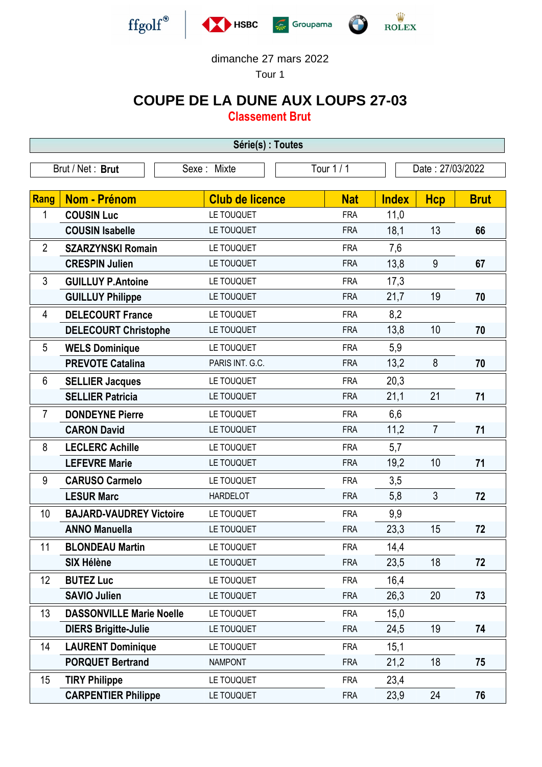ffgolf® HSBC Groupama BMW ROLEX

dimanche 27 mars 2022

Tour 1

# COUPE DE LA DUNE AUX LOUPS 27-03

## Classement Brut

**Série(s) : Toutes**

Brut / Net : **Brut** | Sexe : Mixte | Tour 1 / 1 | Date : 27/03/2022

| Rang | Nom - Prénom | Club de licence | Nat | Index | Hcp | Brut |
|---|---|---|---|---|---|---|
| 1 | **COUSIN Luc** | LE TOUQUET | FRA | 11,0 | | |
| | **COUSIN Isabelle** | LE TOUQUET | FRA | 18,1 | 13 | **66** |
| 2 | **SZARZYNSKI Romain** | LE TOUQUET | FRA | 7,6 | | |
| | **CRESPIN Julien** | LE TOUQUET | FRA | 13,8 | 9 | **67** |
| 3 | **GUILLUY P.Antoine** | LE TOUQUET | FRA | 17,3 | | |
| | **GUILLUY Philippe** | LE TOUQUET | FRA | 21,7 | 19 | **70** |
| 4 | **DELECOURT France** | LE TOUQUET | FRA | 8,2 | | |
| | **DELECOURT Christophe** | LE TOUQUET | FRA | 13,8 | 10 | **70** |
| 5 | **WELS Dominique** | LE TOUQUET | FRA | 5,9 | | |
| | **PREVOTE Catalina** | PARIS INT. G.C. | FRA | 13,2 | 8 | **70** |
| 6 | **SELLIER Jacques** | LE TOUQUET | FRA | 20,3 | | |
| | **SELLIER Patricia** | LE TOUQUET | FRA | 21,1 | 21 | **71** |
| 7 | **DONDEYNE Pierre** | LE TOUQUET | FRA | 6,6 | | |
| | **CARON David** | LE TOUQUET | FRA | 11,2 | 7 | **71** |
| 8 | **LECLERC Achille** | LE TOUQUET | FRA | 5,7 | | |
| | **LEFEVRE Marie** | LE TOUQUET | FRA | 19,2 | 10 | **71** |
| 9 | **CARUSO Carmelo** | LE TOUQUET | FRA | 3,5 | | |
| | **LESUR Marc** | HARDELOT | FRA | 5,8 | 3 | **72** |
| 10 | **BAJARD-VAUDREY Victoire** | LE TOUQUET | FRA | 9,9 | | |
| | **ANNO Manuella** | LE TOUQUET | FRA | 23,3 | 15 | **72** |
| 11 | **BLONDEAU Martin** | LE TOUQUET | FRA | 14,4 | | |
| | **SIX Hélène** | LE TOUQUET | FRA | 23,5 | 18 | **72** |
| 12 | **BUTEZ Luc** | LE TOUQUET | FRA | 16,4 | | |
| | **SAVIO Julien** | LE TOUQUET | FRA | 26,3 | 20 | **73** |
| 13 | **DASSONVILLE Marie Noelle** | LE TOUQUET | FRA | 15,0 | | |
| | **DIERS Brigitte-Julie** | LE TOUQUET | FRA | 24,5 | 19 | **74** |
| 14 | **LAURENT Dominique** | LE TOUQUET | FRA | 15,1 | | |
| | **PORQUET Bertrand** | NAMPONT | FRA | 21,2 | 18 | **75** |
| 15 | **TIRY Philippe** | LE TOUQUET | FRA | 23,4 | | |
| | **CARPENTIER Philippe** | LE TOUQUET | FRA | 23,9 | 24 | **76** |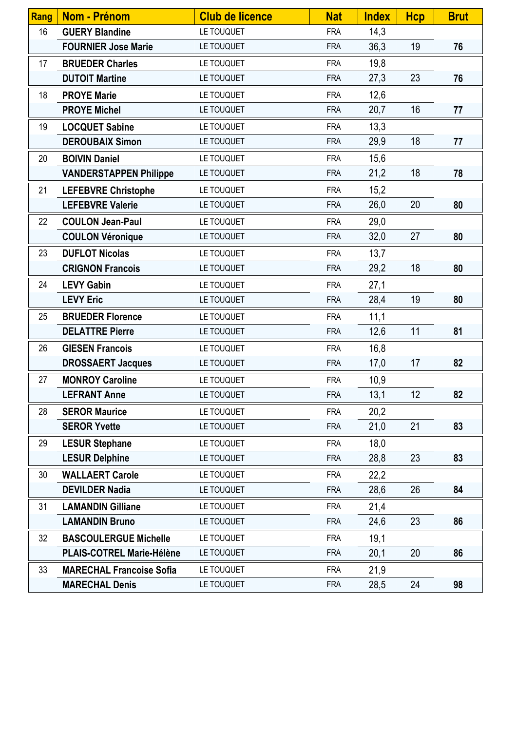| Rang | Nom - Prénom | Club de licence | Nat | Index | Hcp | Brut |
|---|---|---|---|---|---|---|
| 16 | GUERY Blandine | LE TOUQUET | FRA | 14,3 | | |
| | FOURNIER Jose Marie | LE TOUQUET | FRA | 36,3 | 19 | 76 |
| 17 | BRUEDER Charles | LE TOUQUET | FRA | 19,8 | | |
| | DUTOIT Martine | LE TOUQUET | FRA | 27,3 | 23 | 76 |
| 18 | PROYE Marie | LE TOUQUET | FRA | 12,6 | | |
| | PROYE Michel | LE TOUQUET | FRA | 20,7 | 16 | 77 |
| 19 | LOCQUET Sabine | LE TOUQUET | FRA | 13,3 | | |
| | DEROUBAIX Simon | LE TOUQUET | FRA | 29,9 | 18 | 77 |
| 20 | BOIVIN Daniel | LE TOUQUET | FRA | 15,6 | | |
| | VANDERSTAPPEN Philippe | LE TOUQUET | FRA | 21,2 | 18 | 78 |
| 21 | LEFEBVRE Christophe | LE TOUQUET | FRA | 15,2 | | |
| | LEFEBVRE Valerie | LE TOUQUET | FRA | 26,0 | 20 | 80 |
| 22 | COULON Jean-Paul | LE TOUQUET | FRA | 29,0 | | |
| | COULON Véronique | LE TOUQUET | FRA | 32,0 | 27 | 80 |
| 23 | DUFLOT Nicolas | LE TOUQUET | FRA | 13,7 | | |
| | CRIGNON Francois | LE TOUQUET | FRA | 29,2 | 18 | 80 |
| 24 | LEVY Gabin | LE TOUQUET | FRA | 27,1 | | |
| | LEVY Eric | LE TOUQUET | FRA | 28,4 | 19 | 80 |
| 25 | BRUEDER Florence | LE TOUQUET | FRA | 11,1 | | |
| | DELATTRE Pierre | LE TOUQUET | FRA | 12,6 | 11 | 81 |
| 26 | GIESEN Francois | LE TOUQUET | FRA | 16,8 | | |
| | DROSSAERT Jacques | LE TOUQUET | FRA | 17,0 | 17 | 82 |
| 27 | MONROY Caroline | LE TOUQUET | FRA | 10,9 | | |
| | LEFRANT Anne | LE TOUQUET | FRA | 13,1 | 12 | 82 |
| 28 | SEROR Maurice | LE TOUQUET | FRA | 20,2 | | |
| | SEROR Yvette | LE TOUQUET | FRA | 21,0 | 21 | 83 |
| 29 | LESUR Stephane | LE TOUQUET | FRA | 18,0 | | |
| | LESUR Delphine | LE TOUQUET | FRA | 28,8 | 23 | 83 |
| 30 | WALLAERT Carole | LE TOUQUET | FRA | 22,2 | | |
| | DEVILDER Nadia | LE TOUQUET | FRA | 28,6 | 26 | 84 |
| 31 | LAMANDIN Gilliane | LE TOUQUET | FRA | 21,4 | | |
| | LAMANDIN Bruno | LE TOUQUET | FRA | 24,6 | 23 | 86 |
| 32 | BASCOULERGUE Michelle | LE TOUQUET | FRA | 19,1 | | |
| | PLAIS-COTREL Marie-Hélène | LE TOUQUET | FRA | 20,1 | 20 | 86 |
| 33 | MARECHAL Francoise Sofia | LE TOUQUET | FRA | 21,9 | | |
| | MARECHAL Denis | LE TOUQUET | FRA | 28,5 | 24 | 98 |